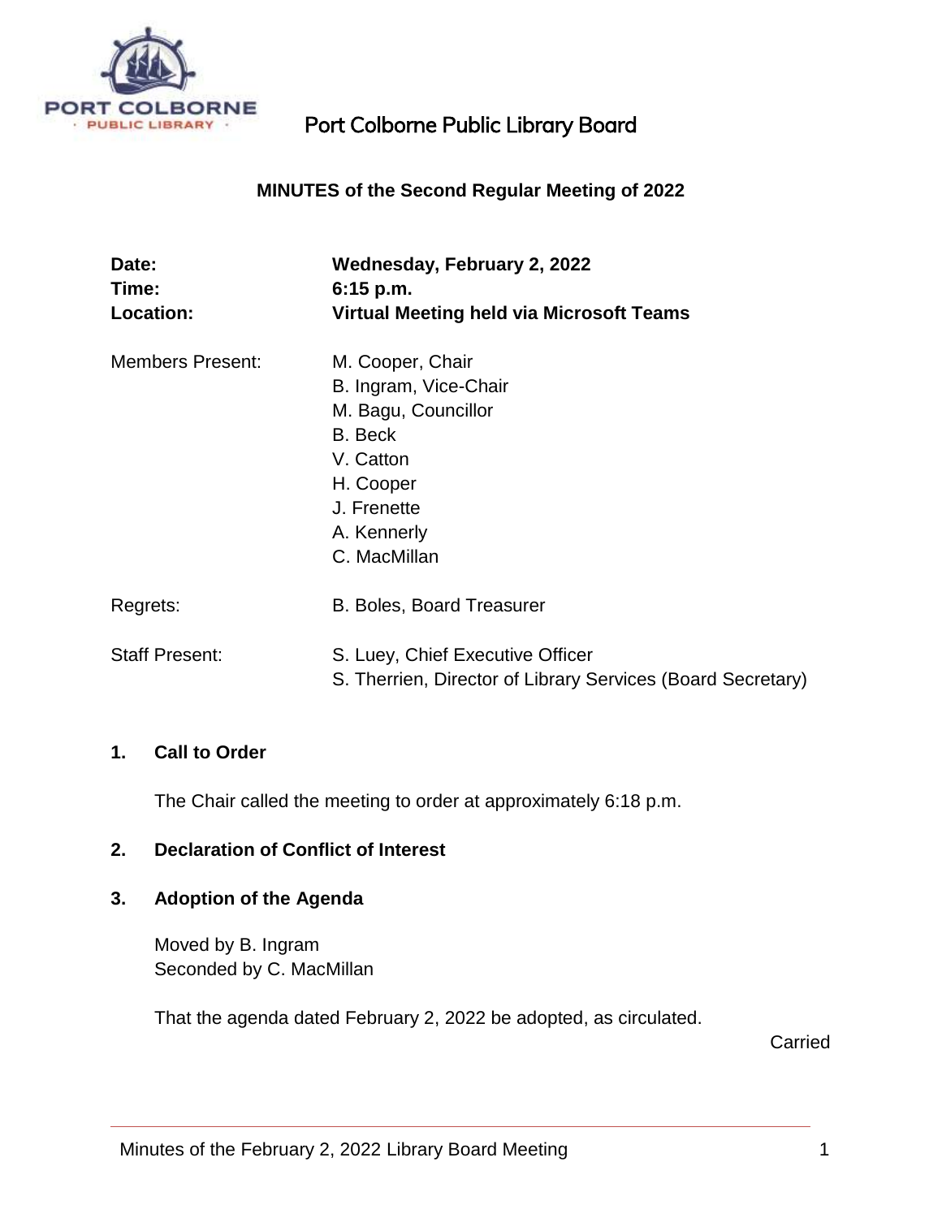# Port Colborne Public Library Board

**MINUTES of the Second Regular Meeting of 2022**

| | |
|---|---|
| **Date:** | **Wednesday, February 2, 2022** |
| **Time:** | **6:15 p.m.** |
| **Location:** | **Virtual Meeting held via Microsoft Teams** |
| Members Present: | M. Cooper, Chair<br>B. Ingram, Vice-Chair<br>M. Bagu, Councillor<br>B. Beck<br>V. Catton<br>H. Cooper<br>J. Frenette<br>A. Kennerly<br>C. MacMillan |
| Regrets: | B. Boles, Board Treasurer |
| Staff Present: | S. Luey, Chief Executive Officer<br>S. Therrien, Director of Library Services (Board Secretary) |

## 1. Call to Order

The Chair called the meeting to order at approximately 6:18 p.m.

## 2. Declaration of Conflict of Interest

## 3. Adoption of the Agenda

Moved by B. Ingram
Seconded by C. MacMillan

That the agenda dated February 2, 2022 be adopted, as circulated.

Carried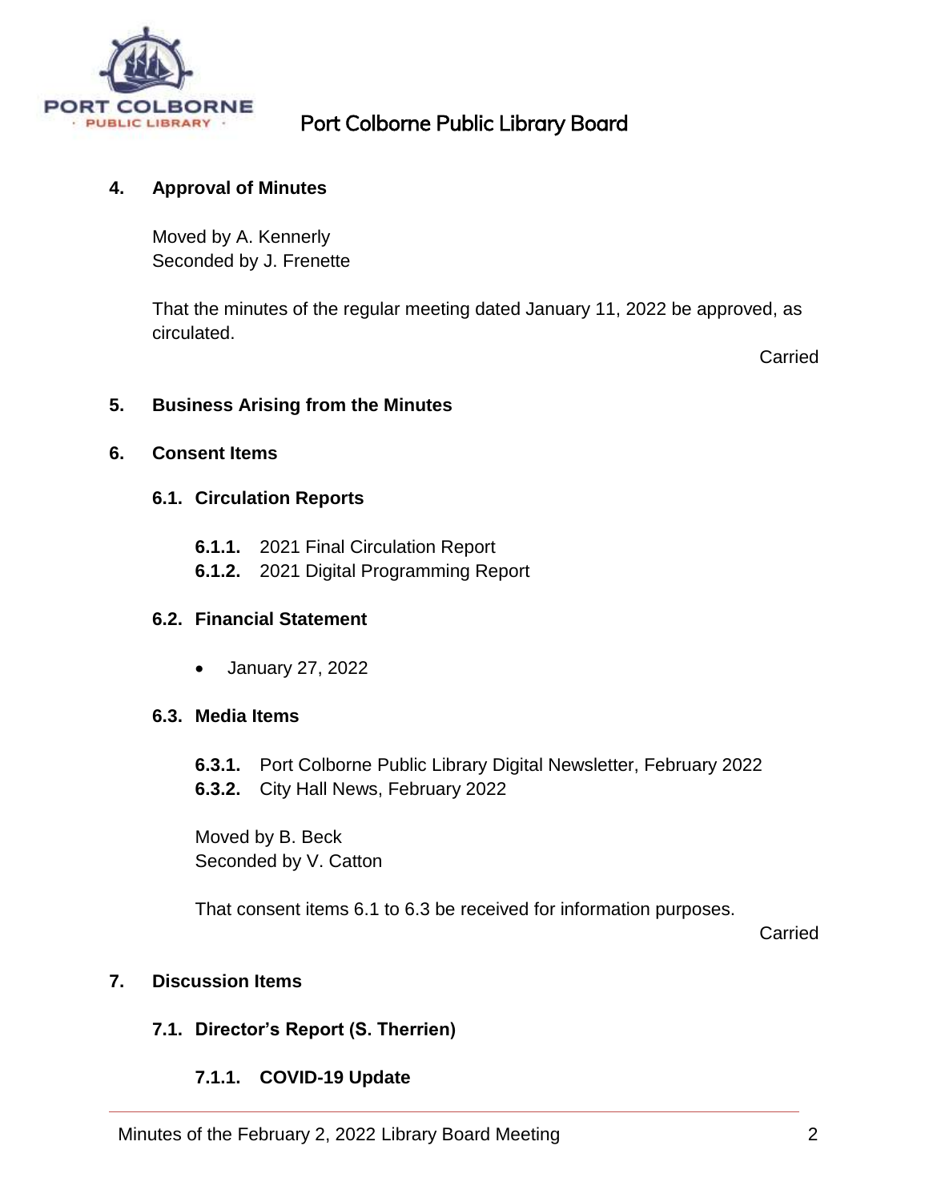## 4. Approval of Minutes

Moved by A. Kennerly
Seconded by J. Frenette

That the minutes of the regular meeting dated January 11, 2022 be approved, as circulated.

Carried

## 5. Business Arising from the Minutes

## 6. Consent Items

### 6.1. Circulation Reports

**6.1.1.** 2021 Final Circulation Report
**6.1.2.** 2021 Digital Programming Report

### 6.2. Financial Statement

- January 27, 2022

### 6.3. Media Items

**6.3.1.** Port Colborne Public Library Digital Newsletter, February 2022
**6.3.2.** City Hall News, February 2022

Moved by B. Beck
Seconded by V. Catton

That consent items 6.1 to 6.3 be received for information purposes.

Carried

## 7. Discussion Items

### 7.1. Director's Report (S. Therrien)

#### 7.1.1. COVID-19 Update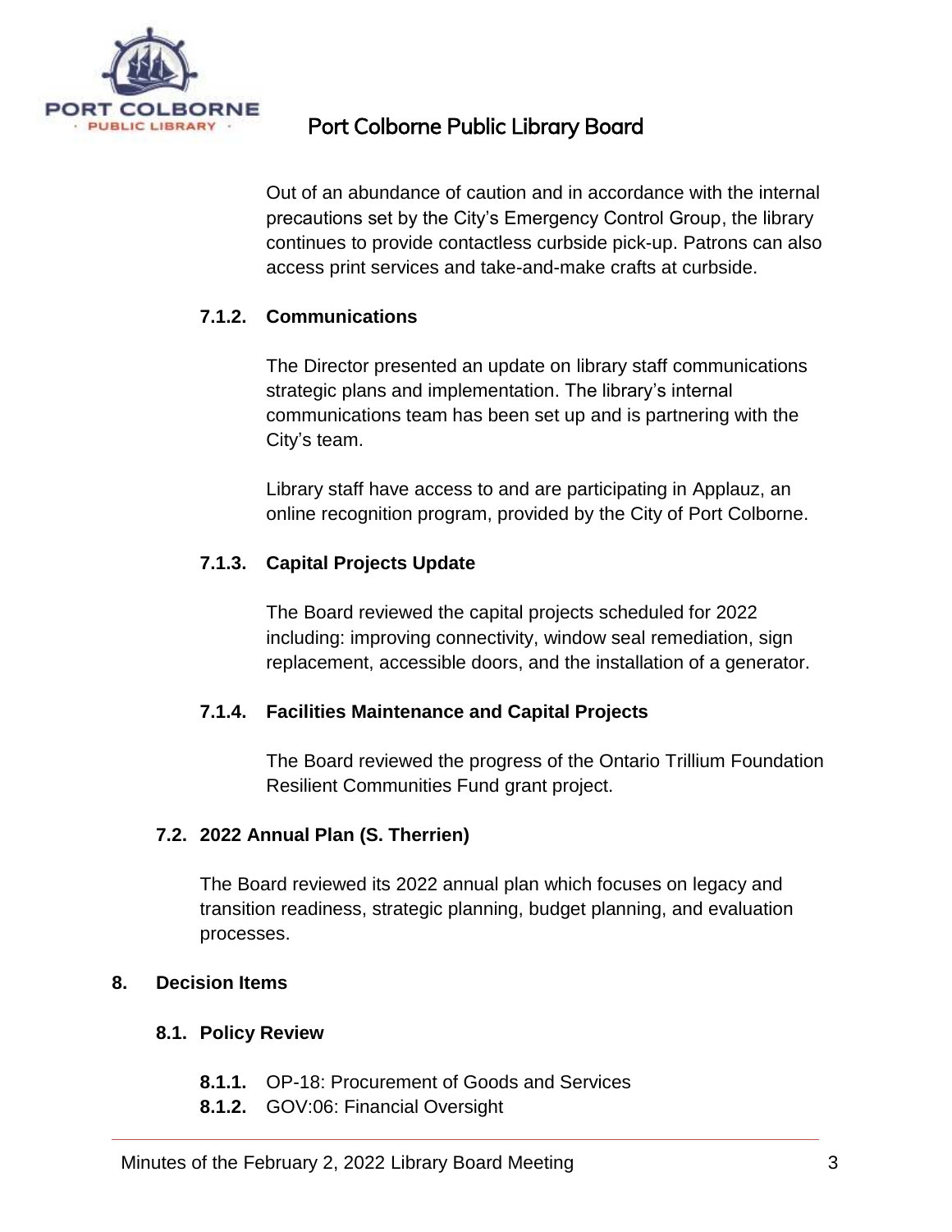Out of an abundance of caution and in accordance with the internal precautions set by the City's Emergency Control Group, the library continues to provide contactless curbside pick-up. Patrons can also access print services and take-and-make crafts at curbside.

#### 7.1.2. Communications

The Director presented an update on library staff communications strategic plans and implementation. The library's internal communications team has been set up and is partnering with the City's team.

Library staff have access to and are participating in Applauz, an online recognition program, provided by the City of Port Colborne.

#### 7.1.3. Capital Projects Update

The Board reviewed the capital projects scheduled for 2022 including: improving connectivity, window seal remediation, sign replacement, accessible doors, and the installation of a generator.

#### 7.1.4. Facilities Maintenance and Capital Projects

The Board reviewed the progress of the Ontario Trillium Foundation Resilient Communities Fund grant project.

### 7.2. 2022 Annual Plan (S. Therrien)

The Board reviewed its 2022 annual plan which focuses on legacy and transition readiness, strategic planning, budget planning, and evaluation processes.

## 8. Decision Items

### 8.1. Policy Review

**8.1.1.** OP-18: Procurement of Goods and Services
**8.1.2.** GOV:06: Financial Oversight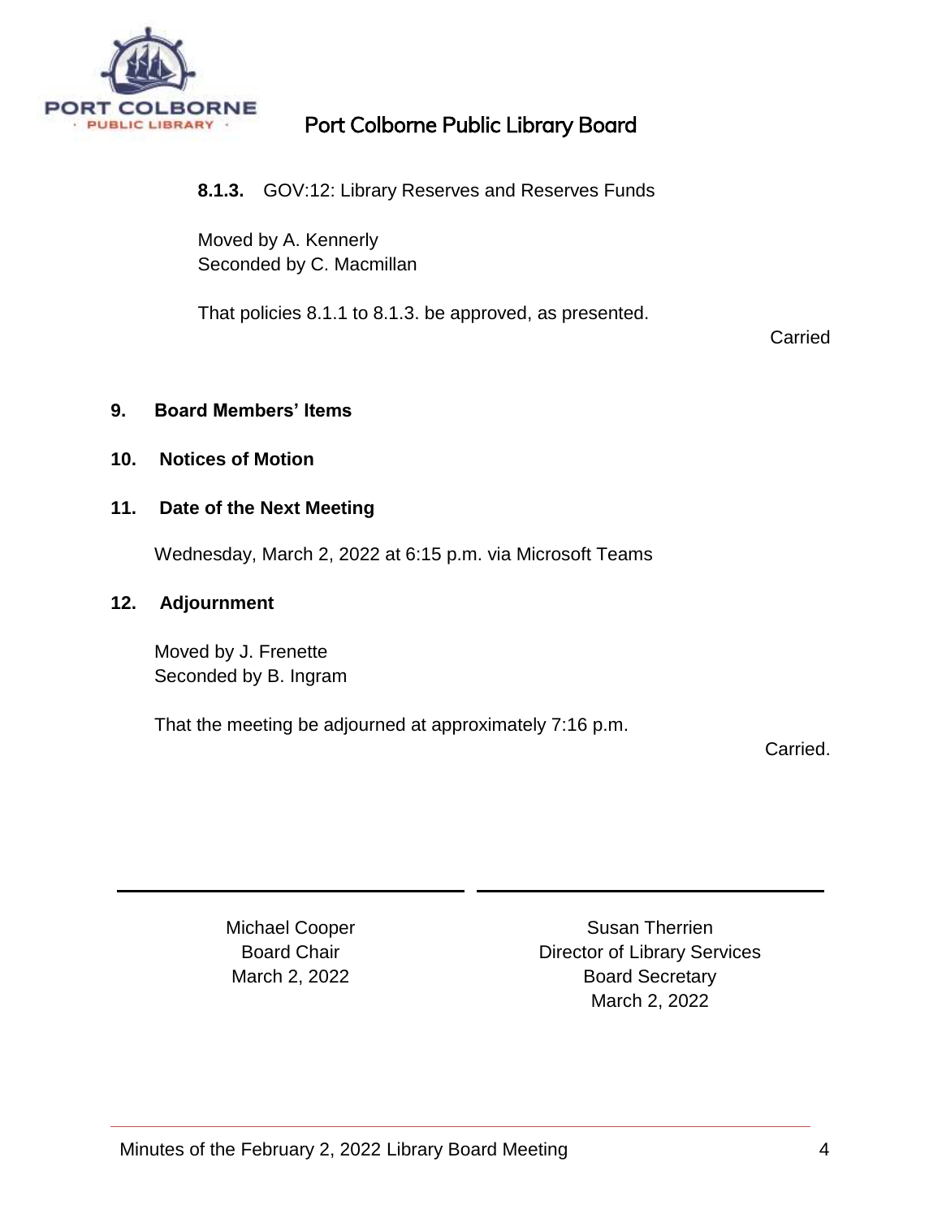**8.1.3.** GOV:12: Library Reserves and Reserves Funds

Moved by A. Kennerly
Seconded by C. Macmillan

That policies 8.1.1 to 8.1.3. be approved, as presented.

Carried

## 9. Board Members' Items

## 10. Notices of Motion

## 11. Date of the Next Meeting

Wednesday, March 2, 2022 at 6:15 p.m. via Microsoft Teams

## 12. Adjournment

Moved by J. Frenette
Seconded by B. Ingram

That the meeting be adjourned at approximately 7:16 p.m.

Carried.

| | |
|---|---|
| Michael Cooper<br>Board Chair<br>March 2, 2022 | Susan Therrien<br>Director of Library Services<br>Board Secretary<br>March 2, 2022 |